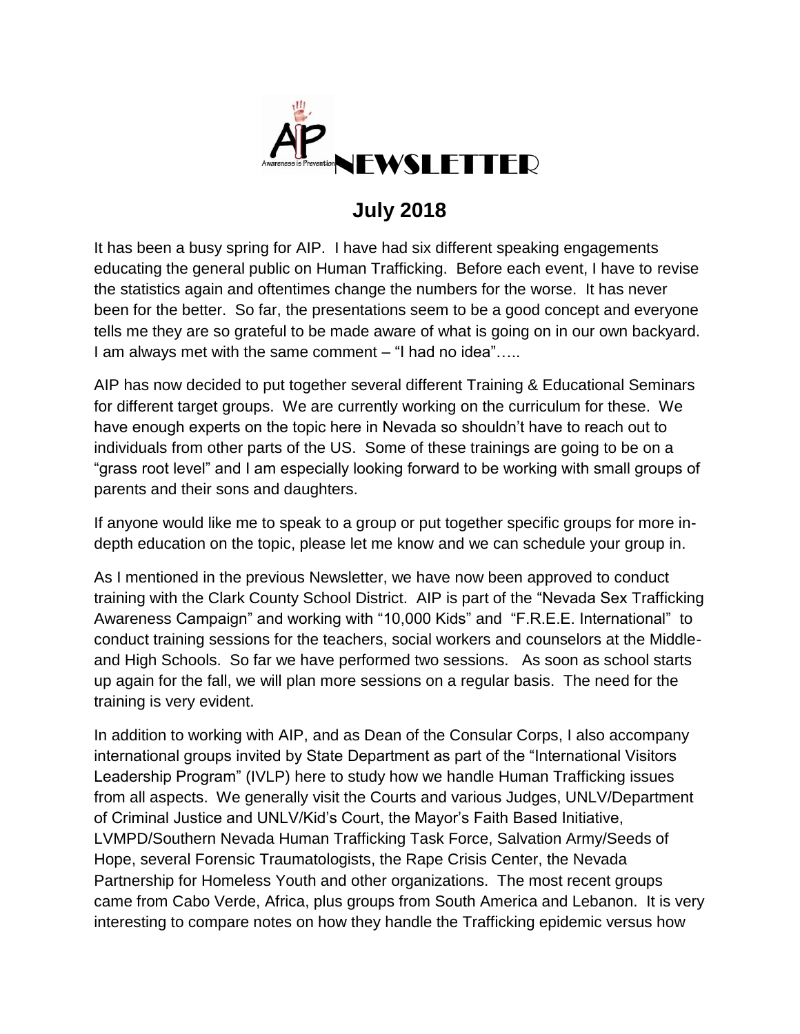# AIP NEWSLETTER

Awareness is Prevention

## July 2018

It has been a busy spring for AIP. I have had six different speaking engagements educating the general public on Human Trafficking. Before each event, I have to revise the statistics again and oftentimes change the numbers for the worse. It has never been for the better. So far, the presentations seem to be a good concept and everyone tells me they are so grateful to be made aware of what is going on in our own backyard. I am always met with the same comment – "I had no idea"…..

AIP has now decided to put together several different Training & Educational Seminars for different target groups. We are currently working on the curriculum for these. We have enough experts on the topic here in Nevada so shouldn't have to reach out to individuals from other parts of the US. Some of these trainings are going to be on a "grass root level" and I am especially looking forward to be working with small groups of parents and their sons and daughters.

If anyone would like me to speak to a group or put together specific groups for more in-depth education on the topic, please let me know and we can schedule your group in.

As I mentioned in the previous Newsletter, we have now been approved to conduct training with the Clark County School District. AIP is part of the "Nevada Sex Trafficking Awareness Campaign" and working with "10,000 Kids" and "F.R.E.E. International" to conduct training sessions for the teachers, social workers and counselors at the Middle- and High Schools. So far we have performed two sessions. As soon as school starts up again for the fall, we will plan more sessions on a regular basis. The need for the training is very evident.

In addition to working with AIP, and as Dean of the Consular Corps, I also accompany international groups invited by State Department as part of the "International Visitors Leadership Program" (IVLP) here to study how we handle Human Trafficking issues from all aspects. We generally visit the Courts and various Judges, UNLV/Department of Criminal Justice and UNLV/Kid's Court, the Mayor's Faith Based Initiative, LVMPD/Southern Nevada Human Trafficking Task Force, Salvation Army/Seeds of Hope, several Forensic Traumatologists, the Rape Crisis Center, the Nevada Partnership for Homeless Youth and other organizations. The most recent groups came from Cabo Verde, Africa, plus groups from South America and Lebanon. It is very interesting to compare notes on how they handle the Trafficking epidemic versus how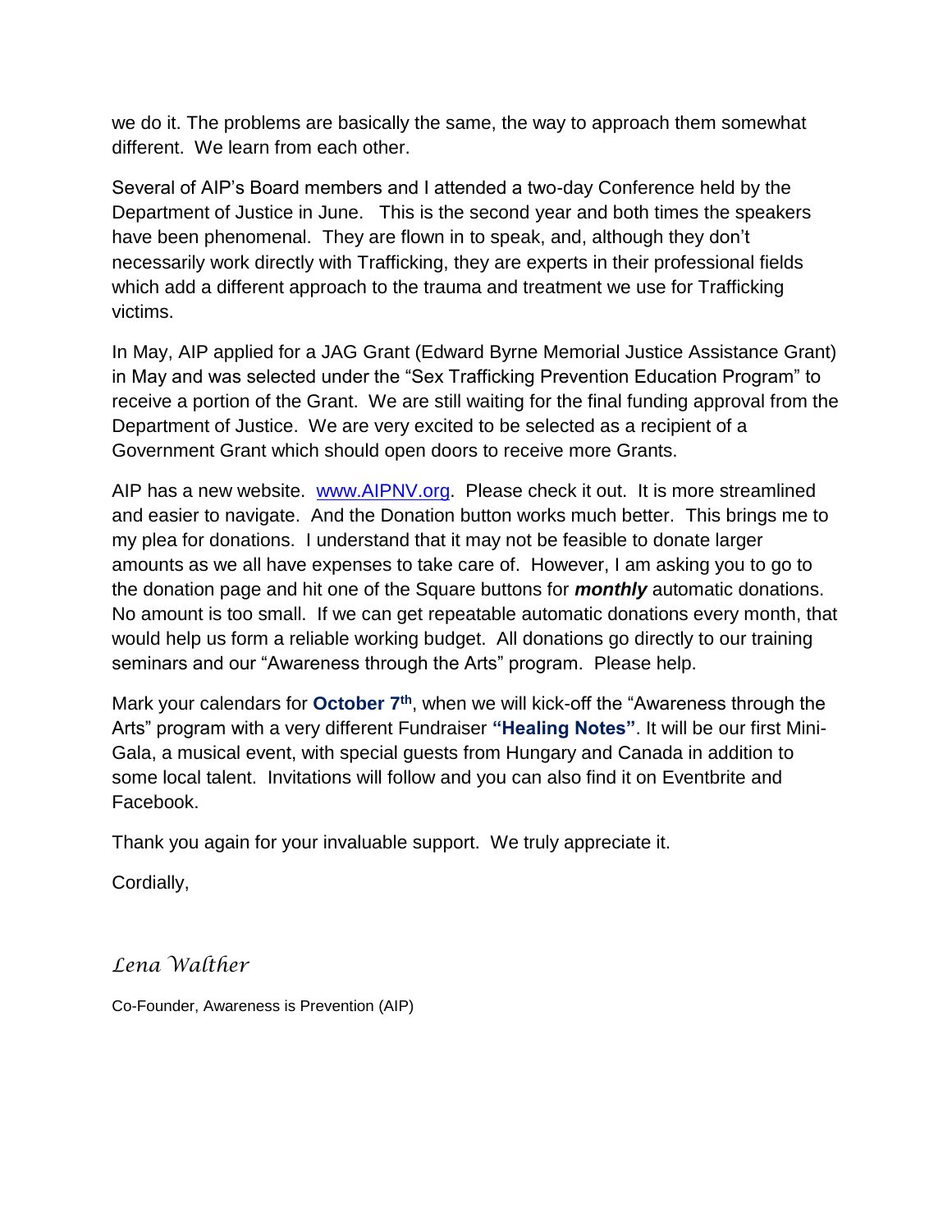we do it. The problems are basically the same, the way to approach them somewhat different. We learn from each other.

Several of AIP's Board members and I attended a two-day Conference held by the Department of Justice in June. This is the second year and both times the speakers have been phenomenal. They are flown in to speak, and, although they don't necessarily work directly with Trafficking, they are experts in their professional fields which add a different approach to the trauma and treatment we use for Trafficking victims.

In May, AIP applied for a JAG Grant (Edward Byrne Memorial Justice Assistance Grant) in May and was selected under the "Sex Trafficking Prevention Education Program" to receive a portion of the Grant. We are still waiting for the final funding approval from the Department of Justice. We are very excited to be selected as a recipient of a Government Grant which should open doors to receive more Grants.

AIP has a new website. [www.AIPNV.org](http://www.AIPNV.org). Please check it out. It is more streamlined and easier to navigate. And the Donation button works much better. This brings me to my plea for donations. I understand that it may not be feasible to donate larger amounts as we all have expenses to take care of. However, I am asking you to go to the donation page and hit one of the Square buttons for ***monthly*** automatic donations. No amount is too small. If we can get repeatable automatic donations every month, that would help us form a reliable working budget. All donations go directly to our training seminars and our "Awareness through the Arts" program. Please help.

Mark your calendars for **October 7th**, when we will kick-off the "Awareness through the Arts" program with a very different Fundraiser **"Healing Notes"**. It will be our first Mini-Gala, a musical event, with special guests from Hungary and Canada in addition to some local talent. Invitations will follow and you can also find it on Eventbrite and Facebook.

Thank you again for your invaluable support. We truly appreciate it.

Cordially,

*Lena Walther*

Co-Founder, Awareness is Prevention (AIP)